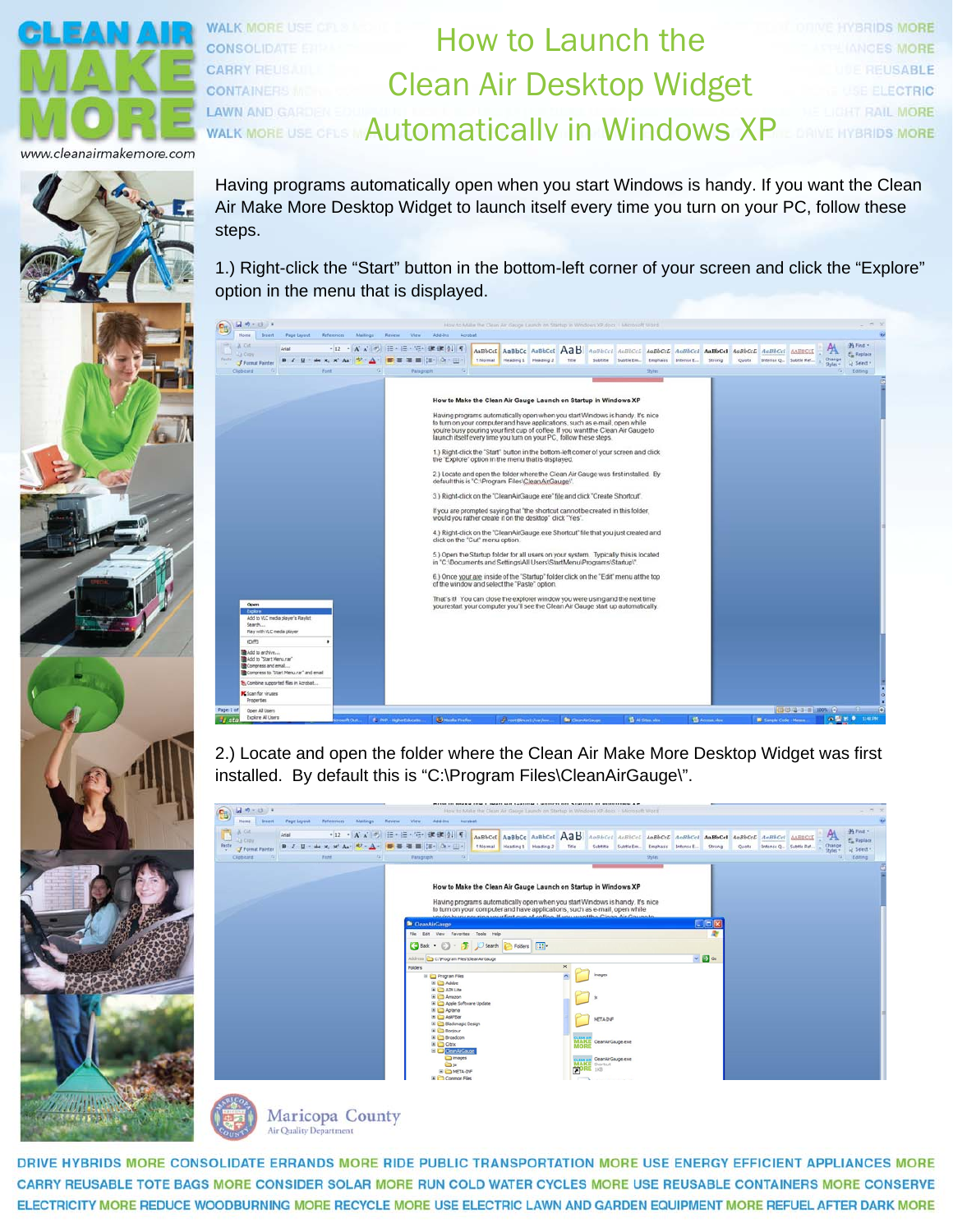# How to Launch the Clean Air Desktop Widget Automatically in Windows XP

Having programs automatically open when you start Windows is handy. If you want the Clean Air Make More Desktop Widget to launch itself every time you turn on your PC, follow these steps.

1.) Right-click the "Start" button in the bottom-left corner of your screen and click the "Explore" option in the menu that is displayed.

2.) Locate and open the folder where the Clean Air Make More Desktop Widget was first installed. By default this is "C:\Program Files\CleanAirGauge\".

DRIVE HYBRIDS MORE CONSOLIDATE ERRANDS MORE RIDE PUBLIC TRANSPORTATION MORE USE ENERGY EFFICIENT APPLIANCES MORE CARRY REUSABLE TOTE BAGS MORE CONSIDER SOLAR MORE RUN COLD WATER CYCLES MORE USE REUSABLE CONTAINERS MORE CONSERVE ELECTRICITY MORE REDUCE WOODBURNING MORE RECYCLE MORE USE ELECTRIC LAWN AND GARDEN EQUIPMENT MORE REFUEL AFTER DARK MORE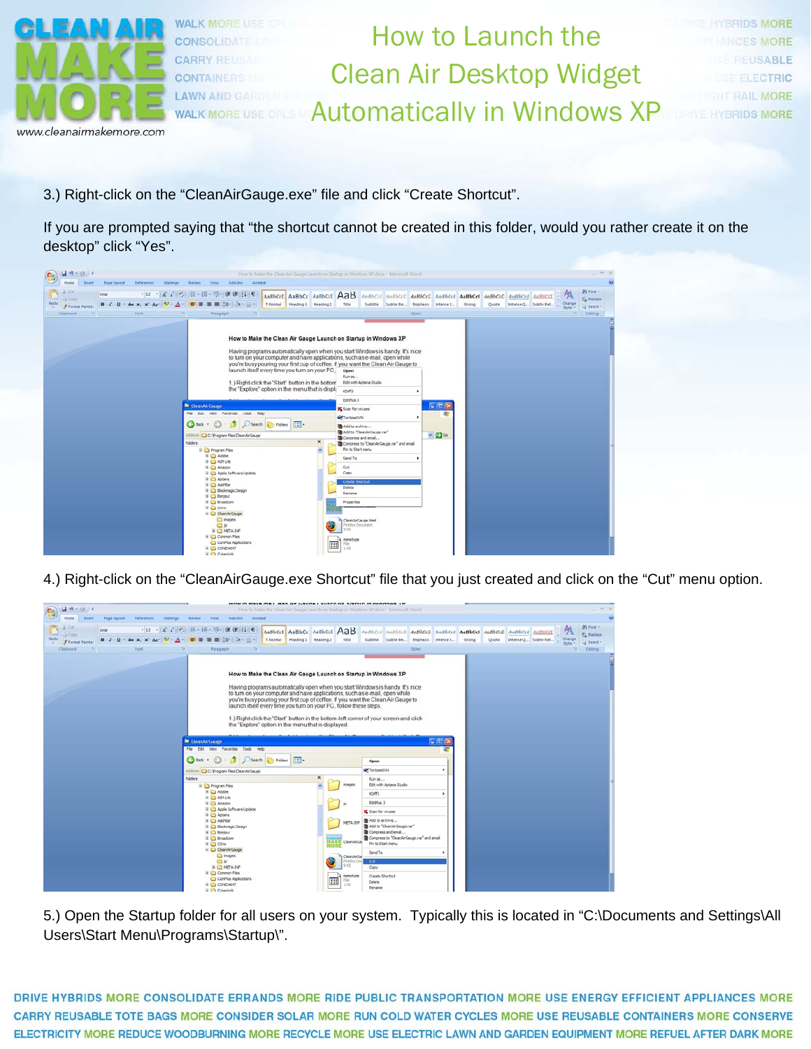3.) Right-click on the “CleanAirGauge.exe” file and click “Create Shortcut”.

If you are prompted saying that “the shortcut cannot be created in this folder, would you rather create it on the desktop” click “Yes”.

4.) Right-click on the “CleanAirGauge.exe Shortcut” file that you just created and click on the “Cut” menu option.

5.) Open the Startup folder for all users on your system. Typically this is located in “C:\Documents and Settings\All Users\Start Menu\Programs\Startup\”.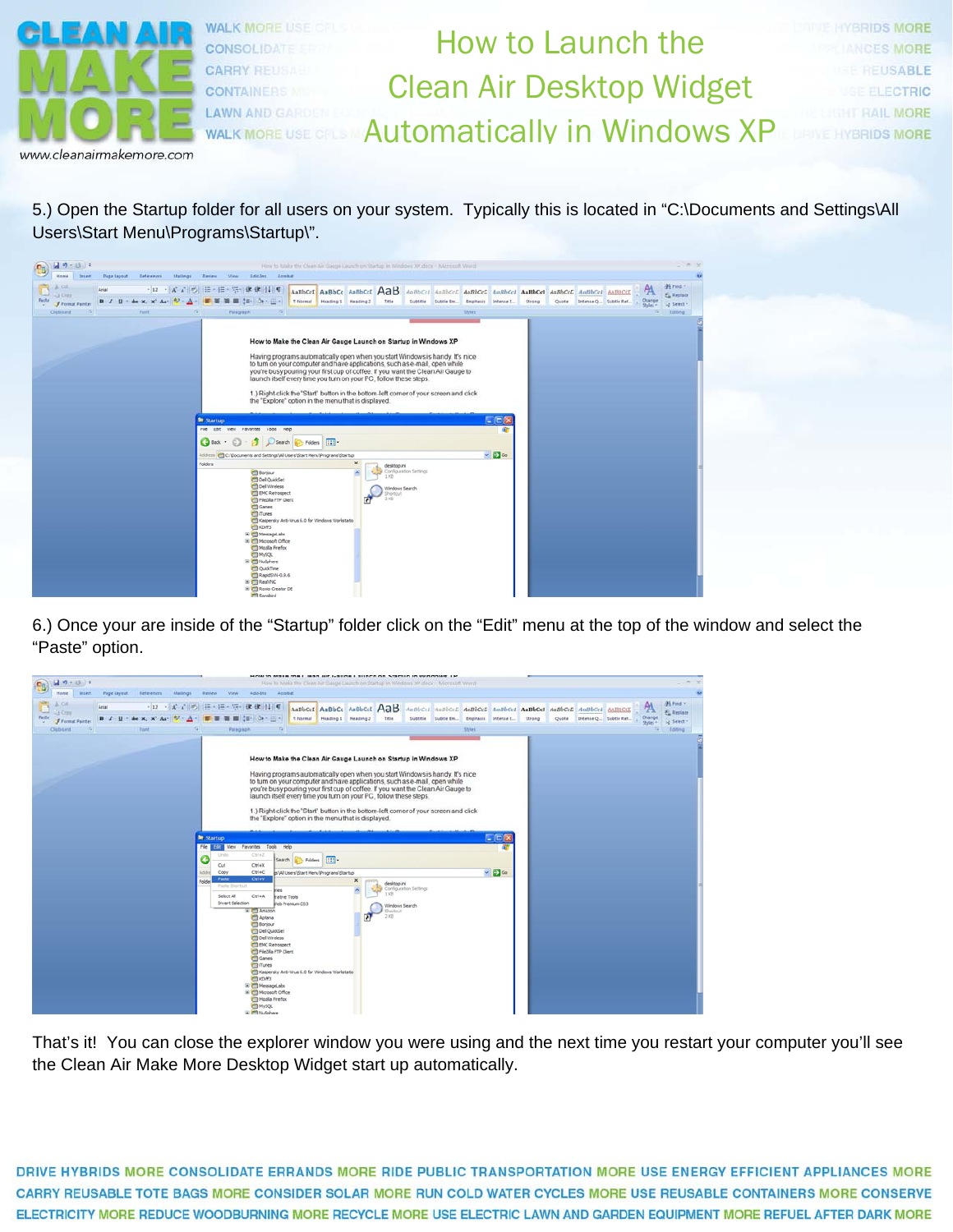# How to Launch the Clean Air Desktop Widget Automatically in Windows XP

5.) Open the Startup folder for all users on your system.  Typically this is located in "C:\Documents and Settings\All Users\Start Menu\Programs\Startup\".

6.) Once your are inside of the "Startup" folder click on the "Edit" menu at the top of the window and select the "Paste" option.

That's it!  You can close the explorer window you were using and the next time you restart your computer you'll see the Clean Air Make More Desktop Widget start up automatically.

DRIVE HYBRIDS MORE CONSOLIDATE ERRANDS MORE RIDE PUBLIC TRANSPORTATION MORE USE ENERGY EFFICIENT APPLIANCES MORE CARRY REUSABLE TOTE BAGS MORE CONSIDER SOLAR MORE RUN COLD WATER CYCLES MORE USE REUSABLE CONTAINERS MORE CONSERVE ELECTRICITY MORE REDUCE WOODBURNING MORE RECYCLE MORE USE ELECTRIC LAWN AND GARDEN EQUIPMENT MORE REFUEL AFTER DARK MORE